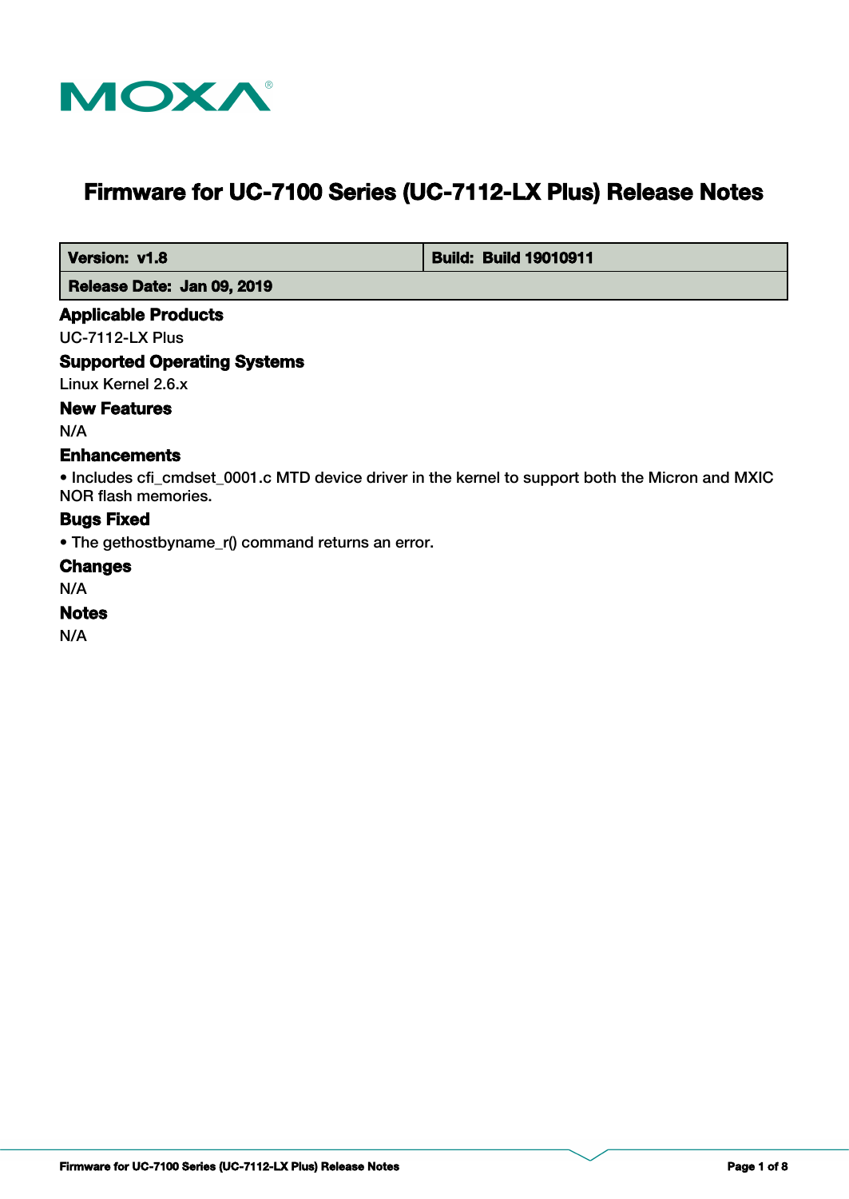MOXA

# Firmware for UC-7100 Series (UC-7112-LX Plus) Release Notes

| **Version: v1.8** | **Build: Build 19010911** |
| --- | --- |
| **Release Date: Jan 09, 2019** | |

## Applicable Products

UC-7112-LX Plus

## Supported Operating Systems

Linux Kernel 2.6.x

## New Features

N/A

## Enhancements

- Includes cfi_cmdset_0001.c MTD device driver in the kernel to support both the Micron and MXIC NOR flash memories.

## Bugs Fixed

- The gethostbyname_r() command returns an error.

## Changes

N/A

## Notes

N/A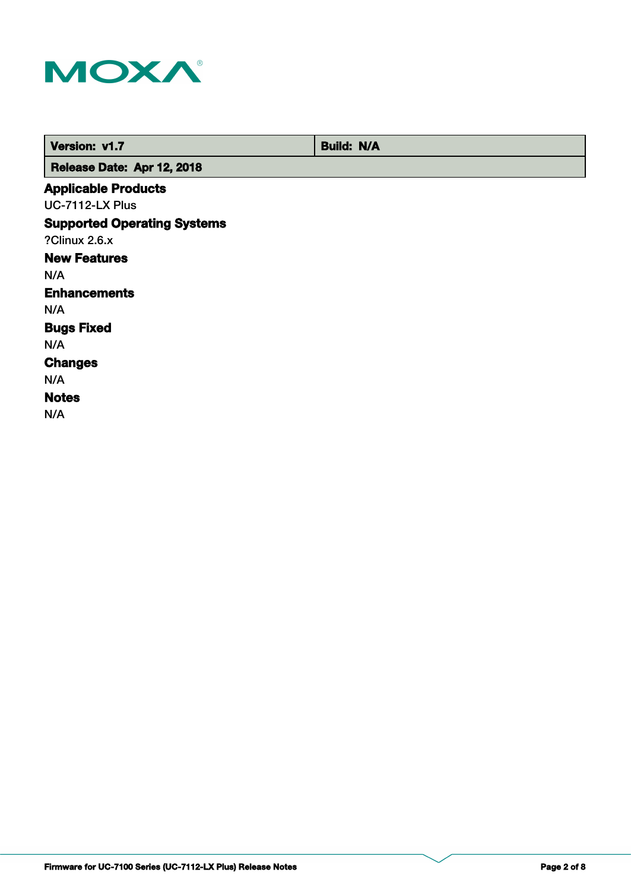| Version: v1.7 | Build: N/A |
| --- | --- |
| Release Date: Apr 12, 2018 | |

### Applicable Products

UC-7112-LX Plus

### Supported Operating Systems

?Clinux 2.6.x

### New Features

N/A

### Enhancements

N/A

### Bugs Fixed

N/A

### Changes

N/A

### Notes

N/A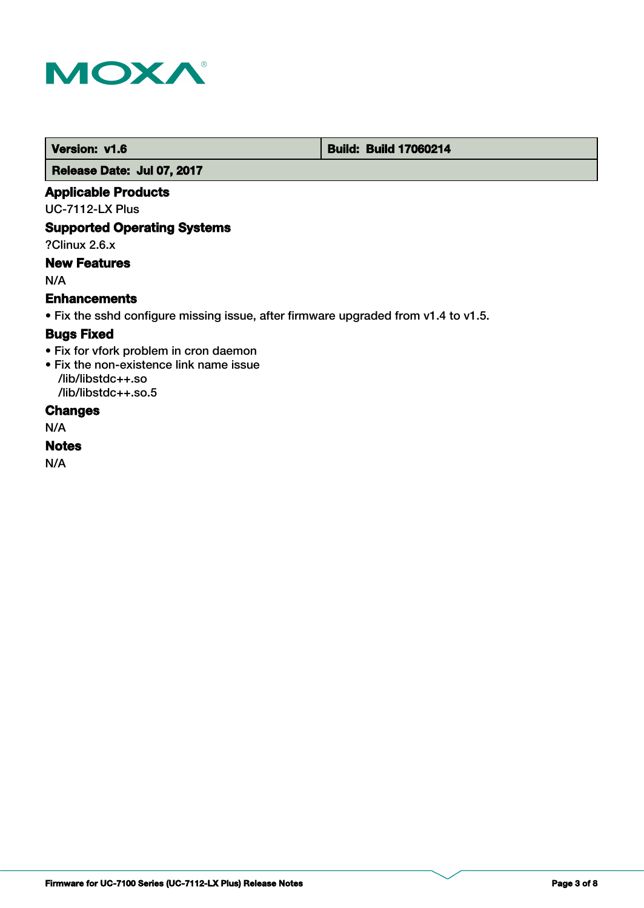| Version: v1.6 | Build: Build 17060214 |
| --- | --- |
| Release Date: Jul 07, 2017 | |

### Applicable Products

UC-7112-LX Plus

### Supported Operating Systems

?Clinux 2.6.x

### New Features

N/A

### Enhancements

- Fix the sshd configure missing issue, after firmware upgraded from v1.4 to v1.5.

### Bugs Fixed

- Fix for vfork problem in cron daemon
- Fix the non-existence link name issue
  /lib/libstdc++.so
  /lib/libstdc++.so.5

### Changes

N/A

### Notes

N/A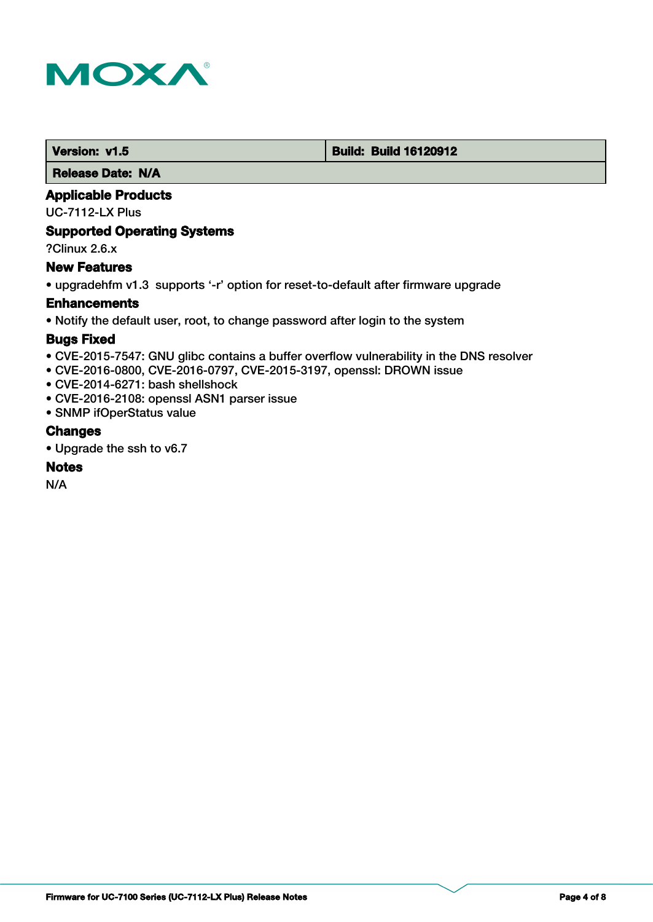| Version: v1.5 | Build: Build 16120912 |
| --- | --- |
| Release Date: N/A | |

### Applicable Products

UC-7112-LX Plus

### Supported Operating Systems

?Clinux 2.6.x

### New Features

- upgradehfm v1.3 supports ‘-r’ option for reset-to-default after firmware upgrade

### Enhancements

- Notify the default user, root, to change password after login to the system

### Bugs Fixed

- CVE-2015-7547: GNU glibc contains a buffer overflow vulnerability in the DNS resolver
- CVE-2016-0800, CVE-2016-0797, CVE-2015-3197, openssl: DROWN issue
- CVE-2014-6271: bash shellshock
- CVE-2016-2108: openssl ASN1 parser issue
- SNMP ifOperStatus value

### Changes

- Upgrade the ssh to v6.7

### Notes

N/A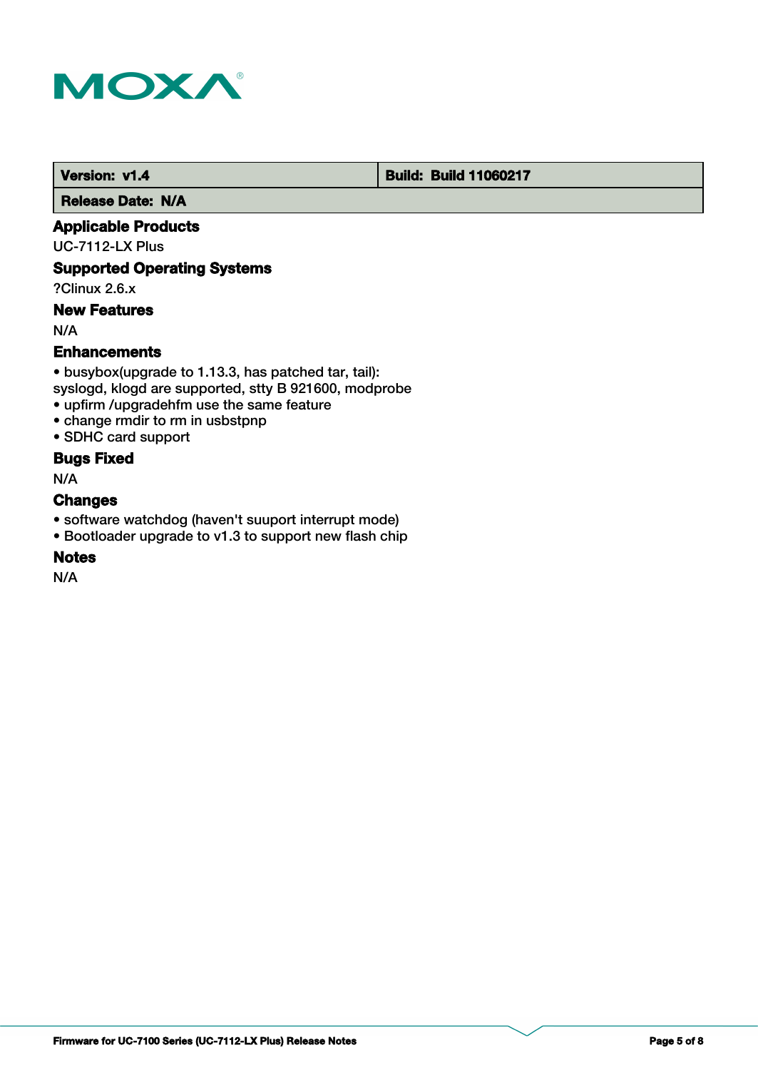| **Version:** v1.4 | **Build:** Build 11060217 |
| --- | --- |
| **Release Date:** N/A | |

## Applicable Products

UC-7112-LX Plus

## Supported Operating Systems

?Clinux 2.6.x

## New Features

N/A

## Enhancements

- busybox(upgrade to 1.13.3, has patched tar, tail):
syslogd, klogd are supported, stty B 921600, modprobe
- upfirm /upgradehfm use the same feature
- change rmdir to rm in usbstpnp
- SDHC card support

## Bugs Fixed

N/A

## Changes

- software watchdog (haven't suuport interrupt mode)
- Bootloader upgrade to v1.3 to support new flash chip

## Notes

N/A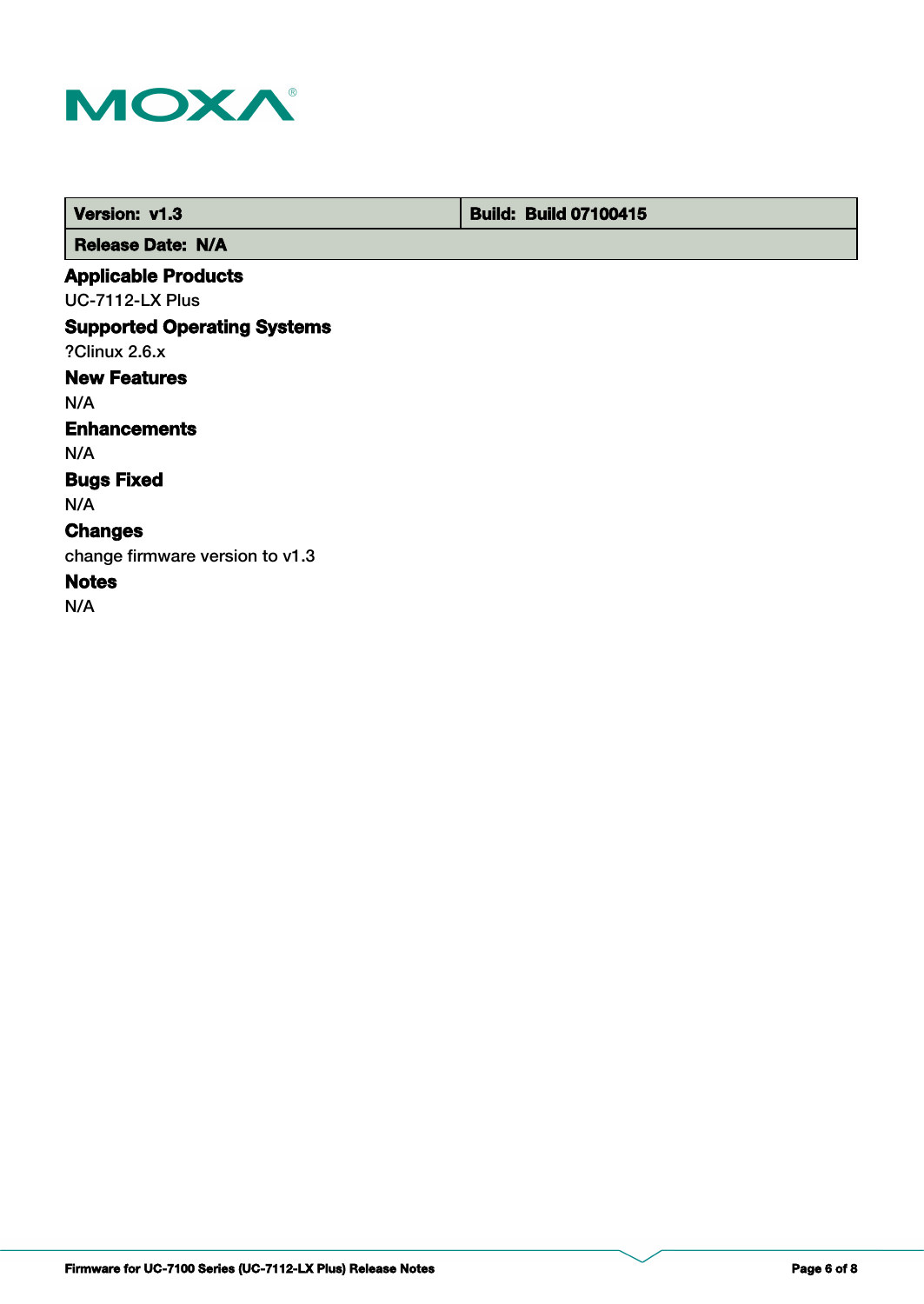| Version: v1.3 | Build: Build 07100415 |
| --- | --- |
| Release Date: N/A | |

### Applicable Products

UC-7112-LX Plus

### Supported Operating Systems

?Clinux 2.6.x

### New Features

N/A

### Enhancements

N/A

### Bugs Fixed

N/A

### Changes

change firmware version to v1.3

### Notes

N/A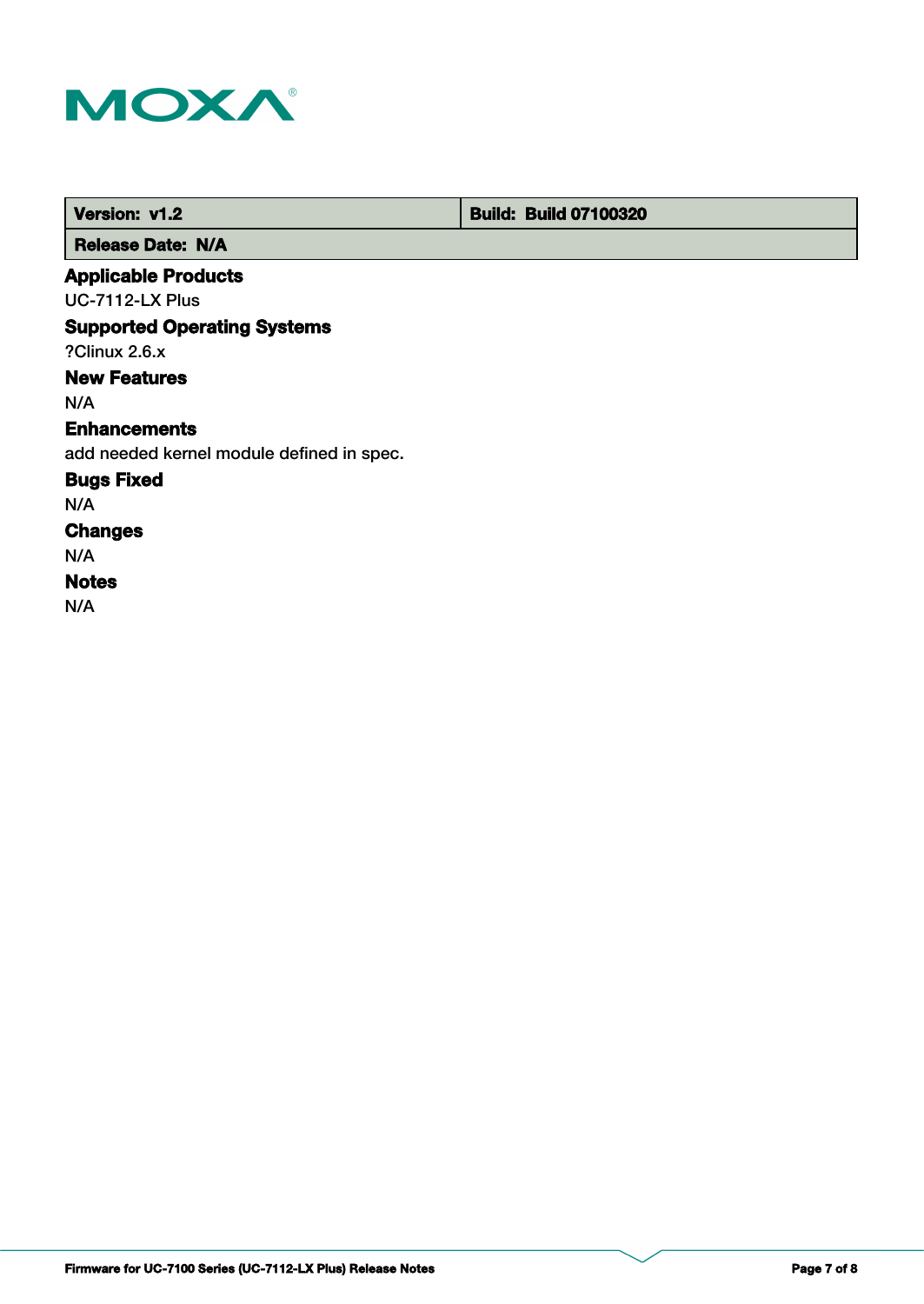| Version: v1.2 | Build: Build 07100320 |
| --- | --- |
| Release Date: N/A | |

### Applicable Products

UC-7112-LX Plus

### Supported Operating Systems

?Clinux 2.6.x

### New Features

N/A

### Enhancements

add needed kernel module defined in spec.

### Bugs Fixed

N/A

### Changes

N/A

### Notes

N/A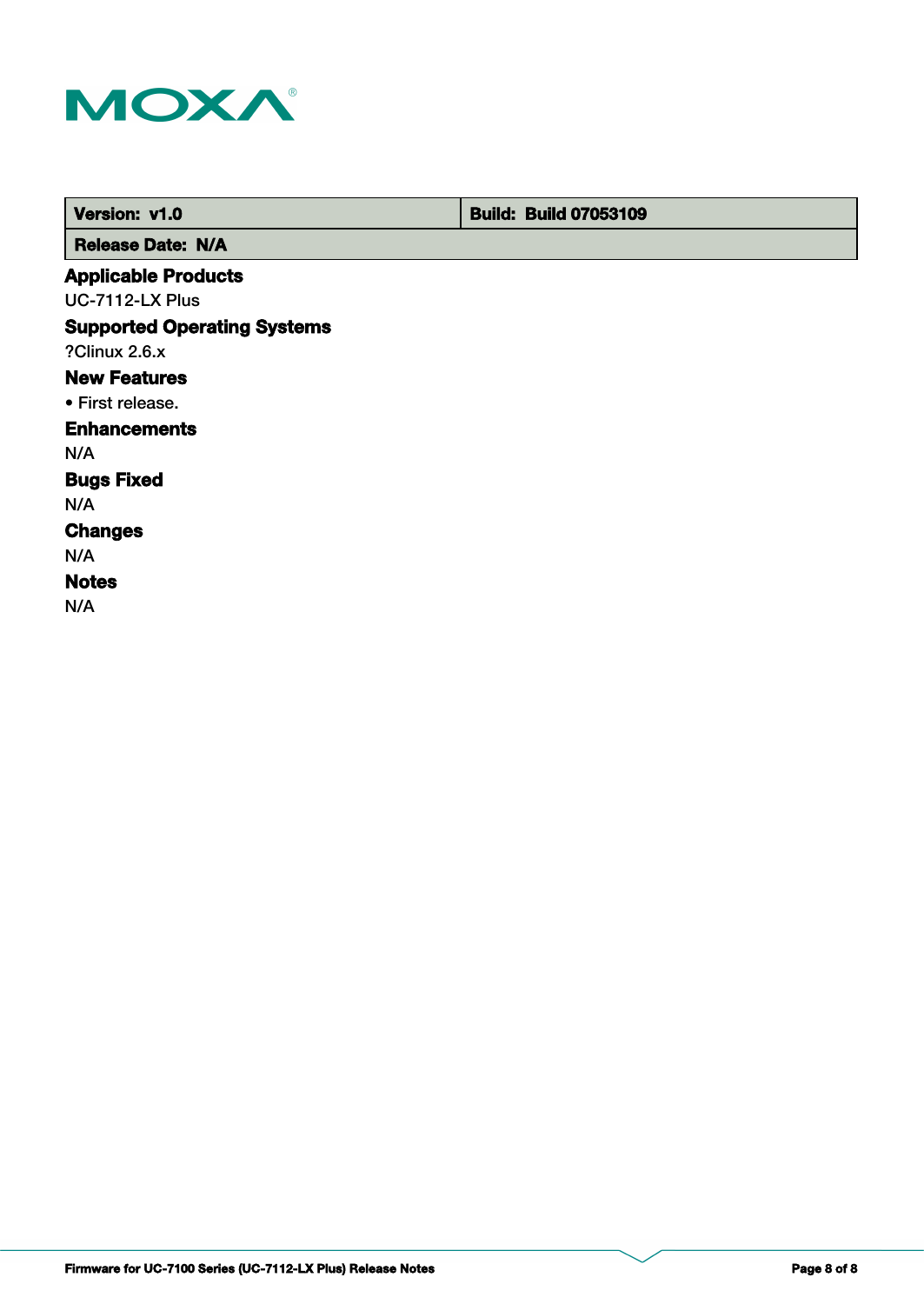| Version: v1.0 | Build: Build 07053109 |
| --- | --- |
| Release Date: N/A | |

### Applicable Products

UC-7112-LX Plus

### Supported Operating Systems

?Clinux 2.6.x

### New Features

• First release.

### Enhancements

N/A

### Bugs Fixed

N/A

### Changes

N/A

### Notes

N/A